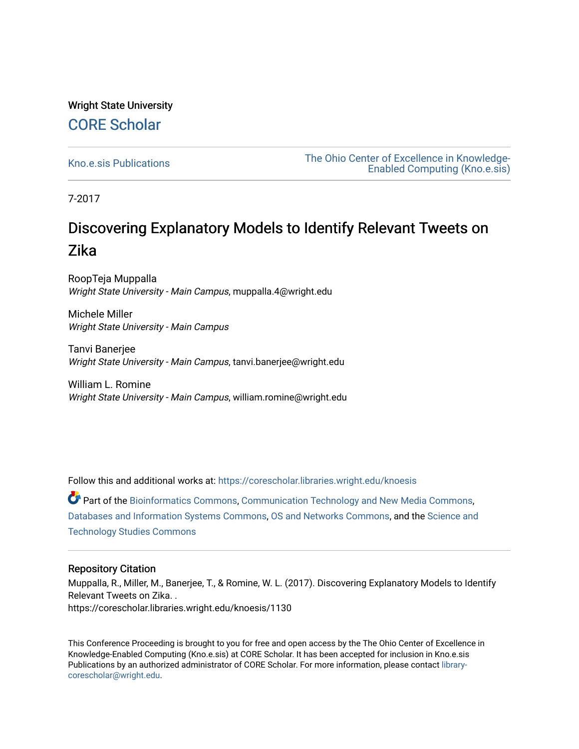Wright State University

# CORE Scholar

Kno.e.sis Publications

The Ohio Center of Excellence in Knowledge-Enabled Computing (Kno.e.sis)

7-2017

## Discovering Explanatory Models to Identify Relevant Tweets on Zika

RoopTeja Muppalla
*Wright State University - Main Campus*, muppalla.4@wright.edu

Michele Miller
*Wright State University - Main Campus*

Tanvi Banerjee
*Wright State University - Main Campus*, tanvi.banerjee@wright.edu

William L. Romine
*Wright State University - Main Campus*, william.romine@wright.edu

Follow this and additional works at: https://corescholar.libraries.wright.edu/knoesis

Part of the Bioinformatics Commons, Communication Technology and New Media Commons, Databases and Information Systems Commons, OS and Networks Commons, and the Science and Technology Studies Commons

### Repository Citation

Muppalla, R., Miller, M., Banerjee, T., & Romine, W. L. (2017). Discovering Explanatory Models to Identify Relevant Tweets on Zika. .
https://corescholar.libraries.wright.edu/knoesis/1130

This Conference Proceeding is brought to you for free and open access by the The Ohio Center of Excellence in Knowledge-Enabled Computing (Kno.e.sis) at CORE Scholar. It has been accepted for inclusion in Kno.e.sis Publications by an authorized administrator of CORE Scholar. For more information, please contact library-corescholar@wright.edu.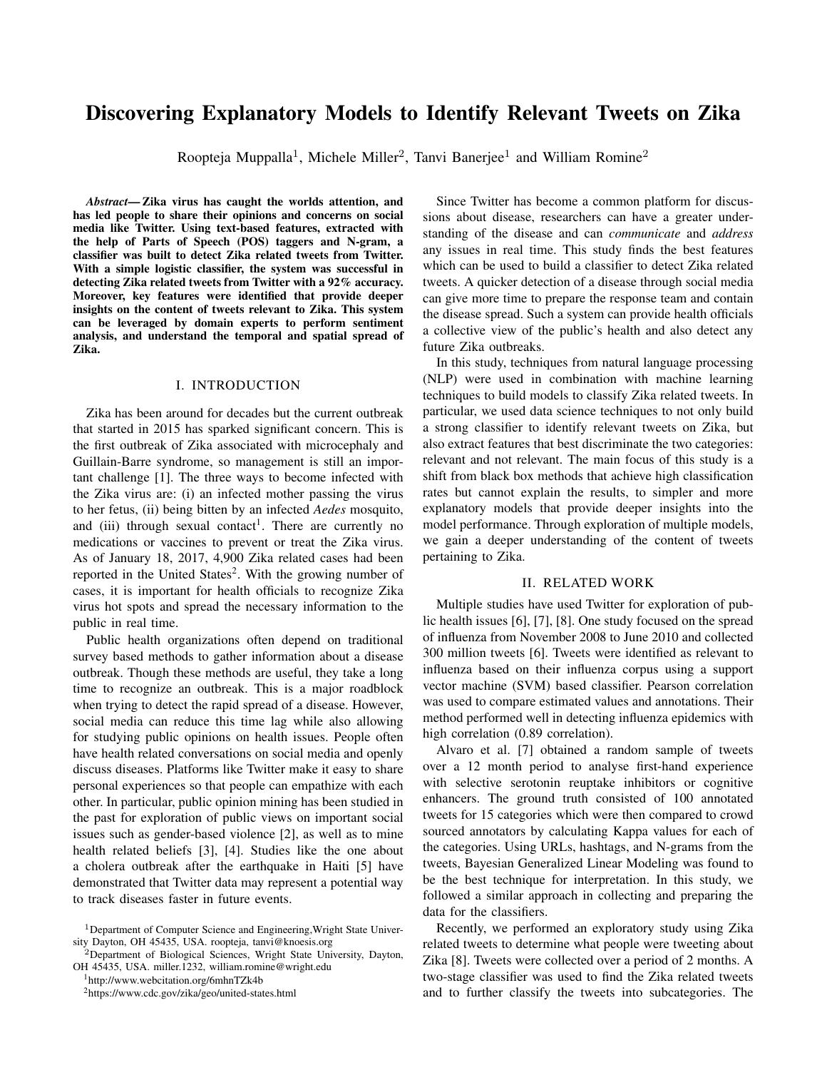# Discovering Explanatory Models to Identify Relevant Tweets on Zika

Roopteja Muppalla[1], Michele Miller[2], Tanvi Banerjee[1] and William Romine[2]

***Abstract*— Zika virus has caught the worlds attention, and has led people to share their opinions and concerns on social media like Twitter. Using text-based features, extracted with the help of Parts of Speech (POS) taggers and N-gram, a classifier was built to detect Zika related tweets from Twitter. With a simple logistic classifier, the system was successful in detecting Zika related tweets from Twitter with a 92% accuracy. Moreover, key features were identified that provide deeper insights on the content of tweets relevant to Zika. This system can be leveraged by domain experts to perform sentiment analysis, and understand the temporal and spatial spread of Zika.**

## I. INTRODUCTION

Zika has been around for decades but the current outbreak that started in 2015 has sparked significant concern. This is the first outbreak of Zika associated with microcephaly and Guillain-Barre syndrome, so management is still an important challenge [1]. The three ways to become infected with the Zika virus are: (i) an infected mother passing the virus to her fetus, (ii) being bitten by an infected *Aedes* mosquito, and (iii) through sexual contact[1]. There are currently no medications or vaccines to prevent or treat the Zika virus. As of January 18, 2017, 4,900 Zika related cases had been reported in the United States[2]. With the growing number of cases, it is important for health officials to recognize Zika virus hot spots and spread the necessary information to the public in real time.

Public health organizations often depend on traditional survey based methods to gather information about a disease outbreak. Though these methods are useful, they take a long time to recognize an outbreak. This is a major roadblock when trying to detect the rapid spread of a disease. However, social media can reduce this time lag while also allowing for studying public opinions on health issues. People often have health related conversations on social media and openly discuss diseases. Platforms like Twitter make it easy to share personal experiences so that people can empathize with each other. In particular, public opinion mining has been studied in the past for exploration of public views on important social issues such as gender-based violence [2], as well as to mine health related beliefs [3], [4]. Studies like the one about a cholera outbreak after the earthquake in Haiti [5] have demonstrated that Twitter data may represent a potential way to track diseases faster in future events.

Since Twitter has become a common platform for discussions about disease, researchers can have a greater understanding of the disease and can *communicate* and *address* any issues in real time. This study finds the best features which can be used to build a classifier to detect Zika related tweets. A quicker detection of a disease through social media can give more time to prepare the response team and contain the disease spread. Such a system can provide health officials a collective view of the public's health and also detect any future Zika outbreaks.

In this study, techniques from natural language processing (NLP) were used in combination with machine learning techniques to build models to classify Zika related tweets. In particular, we used data science techniques to not only build a strong classifier to identify relevant tweets on Zika, but also extract features that best discriminate the two categories: relevant and not relevant. The main focus of this study is a shift from black box methods that achieve high classification rates but cannot explain the results, to simpler and more explanatory models that provide deeper insights into the model performance. Through exploration of multiple models, we gain a deeper understanding of the content of tweets pertaining to Zika.

## II. RELATED WORK

Multiple studies have used Twitter for exploration of public health issues [6], [7], [8]. One study focused on the spread of influenza from November 2008 to June 2010 and collected 300 million tweets [6]. Tweets were identified as relevant to influenza based on their influenza corpus using a support vector machine (SVM) based classifier. Pearson correlation was used to compare estimated values and annotations. Their method performed well in detecting influenza epidemics with high correlation (0.89 correlation).

Alvaro et al. [7] obtained a random sample of tweets over a 12 month period to analyse first-hand experience with selective serotonin reuptake inhibitors or cognitive enhancers. The ground truth consisted of 100 annotated tweets for 15 categories which were then compared to crowd sourced annotators by calculating Kappa values for each of the categories. Using URLs, hashtags, and N-grams from the tweets, Bayesian Generalized Linear Modeling was found to be the best technique for interpretation. In this study, we followed a similar approach in collecting and preparing the data for the classifiers.

Recently, we performed an exploratory study using Zika related tweets to determine what people were tweeting about Zika [8]. Tweets were collected over a period of 2 months. A two-stage classifier was used to find the Zika related tweets and to further classify the tweets into subcategories. The

[1]Department of Computer Science and Engineering,Wright State University Dayton, OH 45435, USA. roopteja, tanvi@knoesis.org

[2]Department of Biological Sciences, Wright State University, Dayton, OH 45435, USA. miller.1232, william.romine@wright.edu

[1]http://www.webcitation.org/6mhnTZk4b

[2]https://www.cdc.gov/zika/geo/united-states.html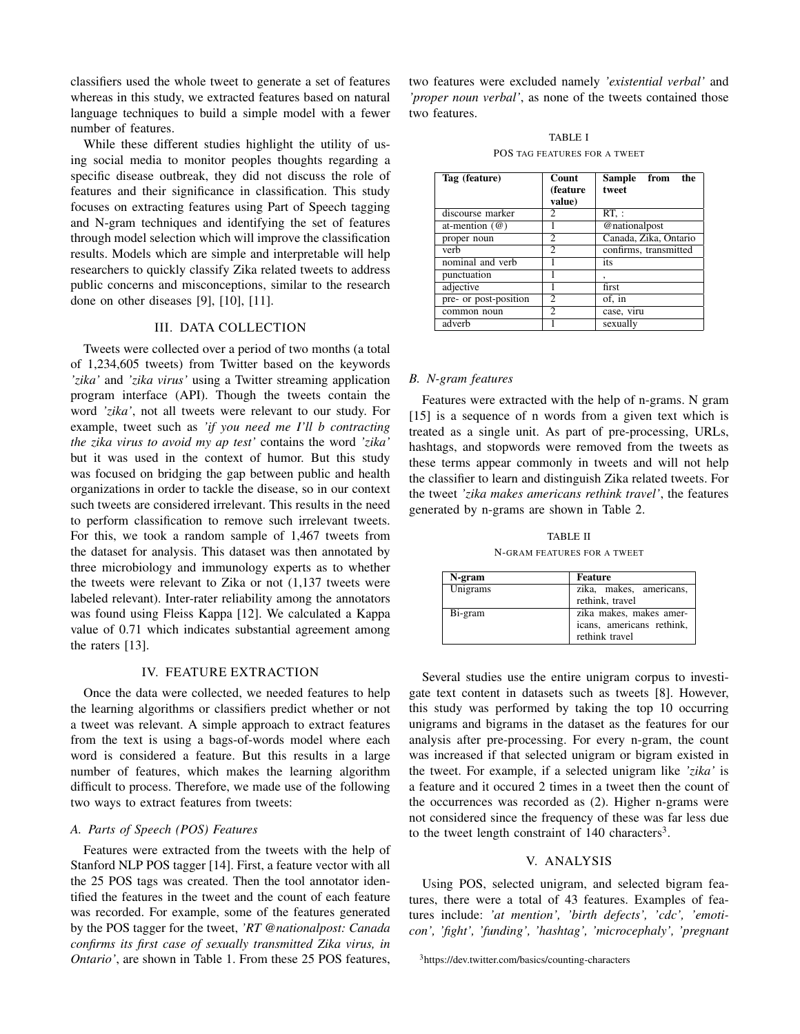classifiers used the whole tweet to generate a set of features whereas in this study, we extracted features based on natural language techniques to build a simple model with a fewer number of features.

While these different studies highlight the utility of using social media to monitor peoples thoughts regarding a specific disease outbreak, they did not discuss the role of features and their significance in classification. This study focuses on extracting features using Part of Speech tagging and N-gram techniques and identifying the set of features through model selection which will improve the classification results. Models which are simple and interpretable will help researchers to quickly classify Zika related tweets to address public concerns and misconceptions, similar to the research done on other diseases [9], [10], [11].

## III. Data Collection

Tweets were collected over a period of two months (a total of 1,234,605 tweets) from Twitter based on the keywords *'zika'* and *'zika virus'* using a Twitter streaming application program interface (API). Though the tweets contain the word *'zika'*, not all tweets were relevant to our study. For example, tweet such as *'if you need me I'll b contracting the zika virus to avoid my ap test'* contains the word *'zika'* but it was used in the context of humor. But this study was focused on bridging the gap between public and health organizations in order to tackle the disease, so in our context such tweets are considered irrelevant. This results in the need to perform classification to remove such irrelevant tweets. For this, we took a random sample of 1,467 tweets from the dataset for analysis. This dataset was then annotated by three microbiology and immunology experts as to whether the tweets were relevant to Zika or not (1,137 tweets were labeled relevant). Inter-rater reliability among the annotators was found using Fleiss Kappa [12]. We calculated a Kappa value of 0.71 which indicates substantial agreement among the raters [13].

## IV. Feature Extraction

Once the data were collected, we needed features to help the learning algorithms or classifiers predict whether or not a tweet was relevant. A simple approach to extract features from the text is using a bags-of-words model where each word is considered a feature. But this results in a large number of features, which makes the learning algorithm difficult to process. Therefore, we made use of the following two ways to extract features from tweets:

### A. Parts of Speech (POS) Features

Features were extracted from the tweets with the help of Stanford NLP POS tagger [14]. First, a feature vector with all the 25 POS tags was created. Then the tool annotator identified the features in the tweet and the count of each feature was recorded. For example, some of the features generated by the POS tagger for the tweet, *'RT @nationalpost: Canada confirms its first case of sexually transmitted Zika virus, in Ontario'*, are shown in Table 1. From these 25 POS features, two features were excluded namely *'existential verbal'* and *'proper noun verbal'*, as none of the tweets contained those two features.

TABLE I
POS tag features for a tweet

| Tag (feature) | Count (feature value) | Sample from the tweet |
|---|---|---|
| discourse marker | 2 | RT, : |
| at-mention (@) | 1 | @nationalpost |
| proper noun | 2 | Canada, Zika, Ontario |
| verb | 2 | confirms, transmitted |
| nominal and verb | 1 | its |
| punctuation | 1 | , |
| adjective | 1 | first |
| pre- or post-position | 2 | of, in |
| common noun | 2 | case, viru |
| adverb | 1 | sexually |

### B. N-gram features

Features were extracted with the help of n-grams. N gram [15] is a sequence of n words from a given text which is treated as a single unit. As part of pre-processing, URLs, hashtags, and stopwords were removed from the tweets as these terms appear commonly in tweets and will not help the classifier to learn and distinguish Zika related tweets. For the tweet *'zika makes americans rethink travel'*, the features generated by n-grams are shown in Table 2.

TABLE II
N-gram features for a tweet

| N-gram | Feature |
|---|---|
| Unigrams | zika, makes, americans, rethink, travel |
| Bi-gram | zika makes, makes americans, americans rethink, rethink travel |

Several studies use the entire unigram corpus to investigate text content in datasets such as tweets [8]. However, this study was performed by taking the top 10 occurring unigrams and bigrams in the dataset as the features for our analysis after pre-processing. For every n-gram, the count was increased if that selected unigram or bigram existed in the tweet. For example, if a selected unigram like *'zika'* is a feature and it occured 2 times in a tweet then the count of the occurrences was recorded as (2). Higher n-grams were not considered since the frequency of these was far less due to the tweet length constraint of 140 characters[3].

## V. Analysis

Using POS, selected unigram, and selected bigram features, there were a total of 43 features. Examples of features include: *'at mention', 'birth defects', 'cdc', 'emoticon', 'fight', 'funding', 'hashtag', 'microcephaly', 'pregnant*

[3] https://dev.twitter.com/basics/counting-characters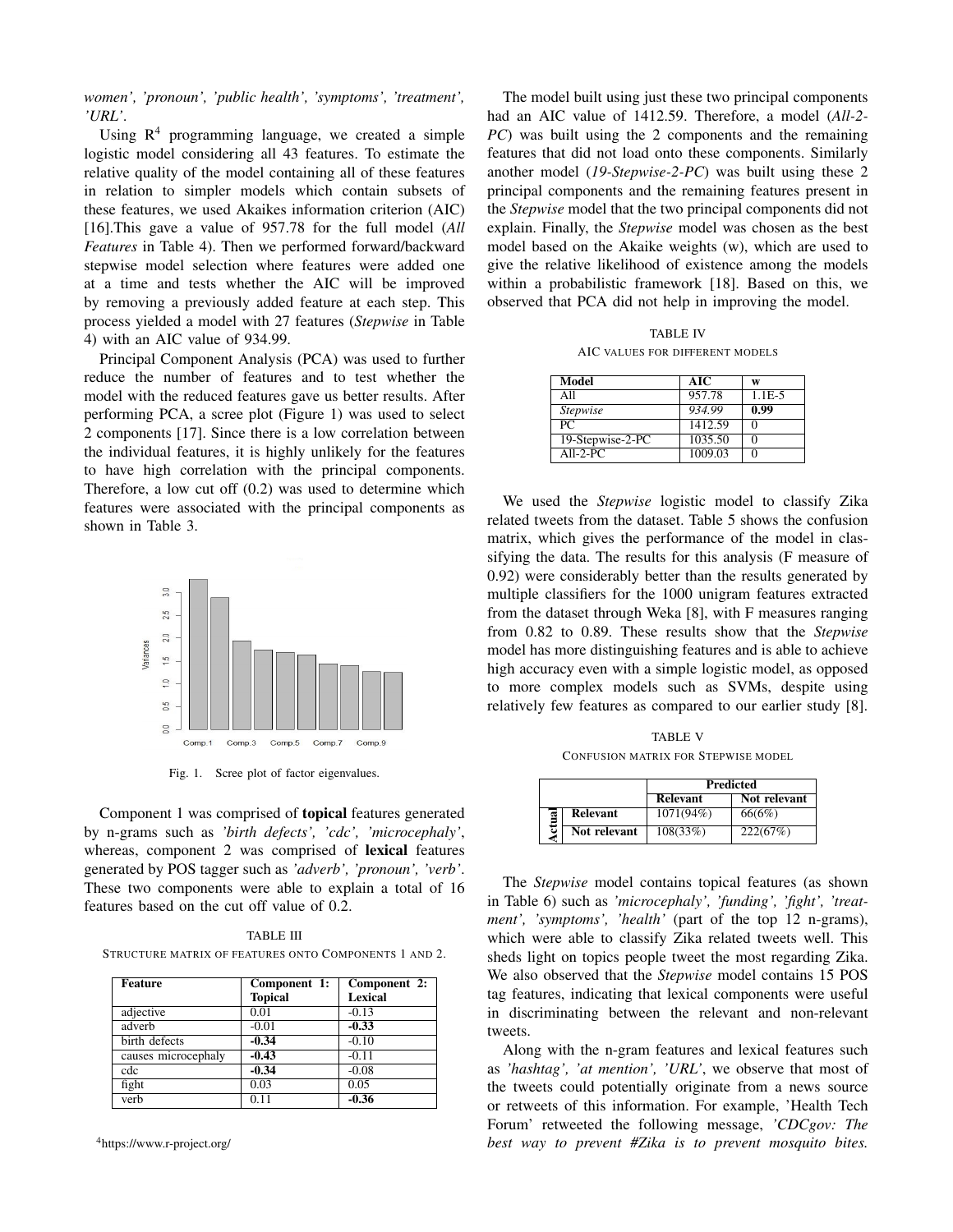*women', 'pronoun', 'public health', 'symptoms', 'treatment', 'URL'*.

Using R[4] programming language, we created a simple logistic model considering all 43 features. To estimate the relative quality of the model containing all of these features in relation to simpler models which contain subsets of these features, we used Akaikes information criterion (AIC) [16].This gave a value of 957.78 for the full model (*All Features* in Table 4). Then we performed forward/backward stepwise model selection where features were added one at a time and tests whether the AIC will be improved by removing a previously added feature at each step. This process yielded a model with 27 features (*Stepwise* in Table 4) with an AIC value of 934.99.

Principal Component Analysis (PCA) was used to further reduce the number of features and to test whether the model with the reduced features gave us better results. After performing PCA, a scree plot (Figure 1) was used to select 2 components [17]. Since there is a low correlation between the individual features, it is highly unlikely for the features to have high correlation with the principal components. Therefore, a low cut off (0.2) was used to determine which features were associated with the principal components as shown in Table 3.

Fig. 1. Scree plot of factor eigenvalues.

Component 1 was comprised of **topical** features generated by n-grams such as *'birth defects', 'cdc', 'microcephaly'*, whereas, component 2 was comprised of **lexical** features generated by POS tagger such as *'adverb', 'pronoun', 'verb'*. These two components were able to explain a total of 16 features based on the cut off value of 0.2.

TABLE III
STRUCTURE MATRIX OF FEATURES ONTO COMPONENTS 1 AND 2.

| Feature | Component 1: Topical | Component 2: Lexical |
|---|---|---|
| adjective | 0.01 | -0.13 |
| adverb | -0.01 | **-0.33** |
| birth defects | **-0.34** | -0.10 |
| causes microcephaly | **-0.43** | -0.11 |
| cdc | **-0.34** | -0.08 |
| fight | 0.03 | 0.05 |
| verb | 0.11 | **-0.36** |

[4]https://www.r-project.org/

The model built using just these two principal components had an AIC value of 1412.59. Therefore, a model (*All-2-PC*) was built using the 2 components and the remaining features that did not load onto these components. Similarly another model (*19-Stepwise-2-PC*) was built using these 2 principal components and the remaining features present in the *Stepwise* model that the two principal components did not explain. Finally, the *Stepwise* model was chosen as the best model based on the Akaike weights (w), which are used to give the relative likelihood of existence among the models within a probabilistic framework [18]. Based on this, we observed that PCA did not help in improving the model.

TABLE IV
AIC VALUES FOR DIFFERENT MODELS

| Model | AIC | w |
|---|---|---|
| All | 957.78 | 1.1E-5 |
| *Stepwise* | *934.99* | **0.99** |
| PC | 1412.59 | 0 |
| 19-Stepwise-2-PC | 1035.50 | 0 |
| All-2-PC | 1009.03 | 0 |

We used the *Stepwise* logistic model to classify Zika related tweets from the dataset. Table 5 shows the confusion matrix, which gives the performance of the model in classifying the data. The results for this analysis (F measure of 0.92) were considerably better than the results generated by multiple classifiers for the 1000 unigram features extracted from the dataset through Weka [8], with F measures ranging from 0.82 to 0.89. These results show that the *Stepwise* model has more distinguishing features and is able to achieve high accuracy even with a simple logistic model, as opposed to more complex models such as SVMs, despite using relatively few features as compared to our earlier study [8].

TABLE V
CONFUSION MATRIX FOR STEPWISE MODEL

| | | **Predicted** | |
|---|---|---|---|
| | | **Relevant** | **Not relevant** |
| **Actual** | **Relevant** | 1071(94%) | 66(6%) |
| | **Not relevant** | 108(33%) | 222(67%) |

The *Stepwise* model contains topical features (as shown in Table 6) such as *'microcephaly', 'funding', 'fight', 'treatment', 'symptoms', 'health'* (part of the top 12 n-grams), which were able to classify Zika related tweets well. This sheds light on topics people tweet the most regarding Zika. We also observed that the *Stepwise* model contains 15 POS tag features, indicating that lexical components were useful in discriminating between the relevant and non-relevant tweets.

Along with the n-gram features and lexical features such as *'hashtag', 'at mention', 'URL'*, we observe that most of the tweets could potentially originate from a news source or retweets of this information. For example, 'Health Tech Forum' retweeted the following message, *'CDCgov: The best way to prevent #Zika is to prevent mosquito bites.*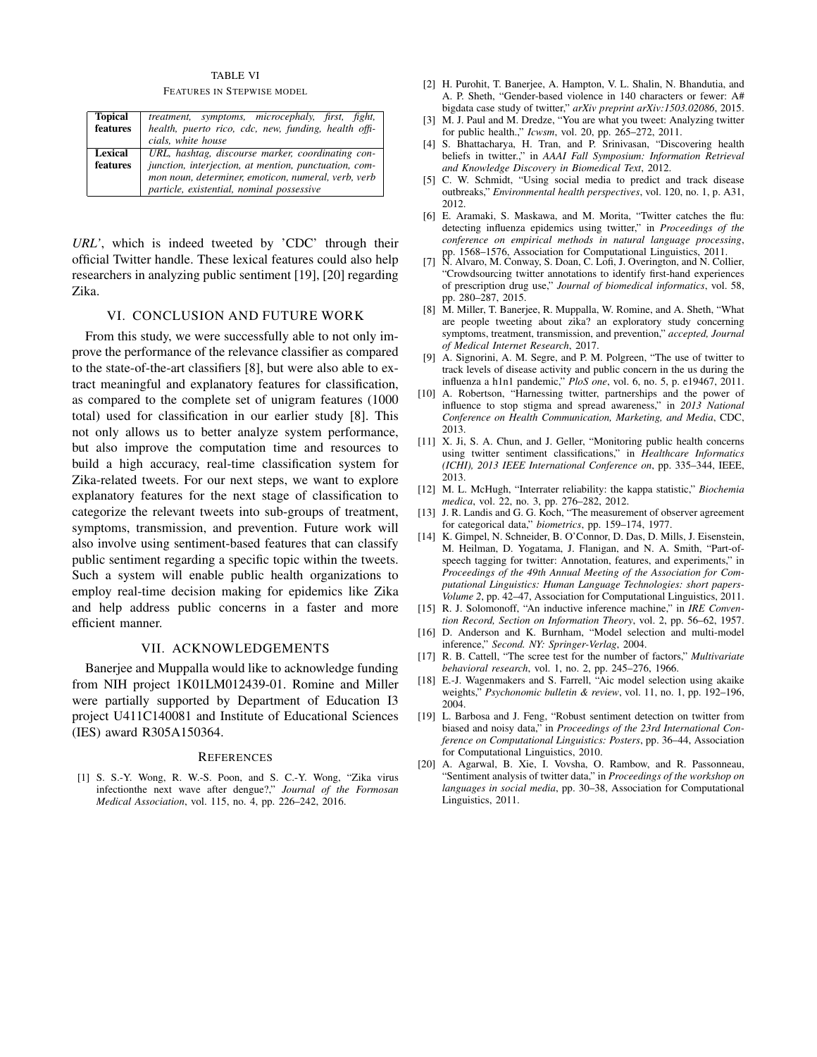TABLE VI

Features in Stepwise model

| | |
|---|---|
| **Topical features** | *treatment, symptoms, microcephaly, first, fight, health, puerto rico, cdc, new, funding, health officials, white house* |
| **Lexical features** | *URL, hashtag, discourse marker, coordinating conjunction, interjection, at mention, punctuation, common noun, determiner, emoticon, numeral, verb, verb particle, existential, nominal possessive* |

*URL*', which is indeed tweeted by 'CDC' through their official Twitter handle. These lexical features could also help researchers in analyzing public sentiment [19], [20] regarding Zika.

## VI. Conclusion and Future Work

From this study, we were successfully able to not only improve the performance of the relevance classifier as compared to the state-of-the-art classifiers [8], but were also able to extract meaningful and explanatory features for classification, as compared to the complete set of unigram features (1000 total) used for classification in our earlier study [8]. This not only allows us to better analyze system performance, but also improve the computation time and resources to build a high accuracy, real-time classification system for Zika-related tweets. For our next steps, we want to explore explanatory features for the next stage of classification to categorize the relevant tweets into sub-groups of treatment, symptoms, transmission, and prevention. Future work will also involve using sentiment-based features that can classify public sentiment regarding a specific topic within the tweets. Such a system will enable public health organizations to employ real-time decision making for epidemics like Zika and help address public concerns in a faster and more efficient manner.

## VII. Acknowledgements

Banerjee and Muppalla would like to acknowledge funding from NIH project 1K01LM012439-01. Romine and Miller were partially supported by Department of Education I3 project U411C140081 and Institute of Educational Sciences (IES) award R305A150364.

## References

[1] S. S.-Y. Wong, R. W.-S. Poon, and S. C.-Y. Wong, "Zika virus infectionthe next wave after dengue?," *Journal of the Formosan Medical Association*, vol. 115, no. 4, pp. 226–242, 2016.

[2] H. Purohit, T. Banerjee, A. Hampton, V. L. Shalin, N. Bhandutia, and A. P. Sheth, "Gender-based violence in 140 characters or fewer: A# bigdata case study of twitter," *arXiv preprint arXiv:1503.02086*, 2015.

[3] M. J. Paul and M. Dredze, "You are what you tweet: Analyzing twitter for public health.," *Icwsm*, vol. 20, pp. 265–272, 2011.

[4] S. Bhattacharya, H. Tran, and P. Srinivasan, "Discovering health beliefs in twitter.," in *AAAI Fall Symposium: Information Retrieval and Knowledge Discovery in Biomedical Text*, 2012.

[5] C. W. Schmidt, "Using social media to predict and track disease outbreaks," *Environmental health perspectives*, vol. 120, no. 1, p. A31, 2012.

[6] E. Aramaki, S. Maskawa, and M. Morita, "Twitter catches the flu: detecting influenza epidemics using twitter," in *Proceedings of the conference on empirical methods in natural language processing*, pp. 1568–1576, Association for Computational Linguistics, 2011.

[7] N. Alvaro, M. Conway, S. Doan, C. Lofi, J. Overington, and N. Collier, "Crowdsourcing twitter annotations to identify first-hand experiences of prescription drug use," *Journal of biomedical informatics*, vol. 58, pp. 280–287, 2015.

[8] M. Miller, T. Banerjee, R. Muppalla, W. Romine, and A. Sheth, "What are people tweeting about zika? an exploratory study concerning symptoms, treatment, transmission, and prevention," *accepted, Journal of Medical Internet Research*, 2017.

[9] A. Signorini, A. M. Segre, and P. M. Polgreen, "The use of twitter to track levels of disease activity and public concern in the us during the influenza a h1n1 pandemic," *PloS one*, vol. 6, no. 5, p. e19467, 2011.

[10] A. Robertson, "Harnessing twitter, partnerships and the power of influence to stop stigma and spread awareness," in *2013 National Conference on Health Communication, Marketing, and Media*, CDC, 2013.

[11] X. Ji, S. A. Chun, and J. Geller, "Monitoring public health concerns using twitter sentiment classifications," in *Healthcare Informatics (ICHI), 2013 IEEE International Conference on*, pp. 335–344, IEEE, 2013.

[12] M. L. McHugh, "Interrater reliability: the kappa statistic," *Biochemia medica*, vol. 22, no. 3, pp. 276–282, 2012.

[13] J. R. Landis and G. G. Koch, "The measurement of observer agreement for categorical data," *biometrics*, pp. 159–174, 1977.

[14] K. Gimpel, N. Schneider, B. O'Connor, D. Das, D. Mills, J. Eisenstein, M. Heilman, D. Yogatama, J. Flanigan, and N. A. Smith, "Part-of-speech tagging for twitter: Annotation, features, and experiments," in *Proceedings of the 49th Annual Meeting of the Association for Computational Linguistics: Human Language Technologies: short papers-Volume 2*, pp. 42–47, Association for Computational Linguistics, 2011.

[15] R. J. Solomonoff, "An inductive inference machine," in *IRE Convention Record, Section on Information Theory*, vol. 2, pp. 56–62, 1957.

[16] D. Anderson and K. Burnham, "Model selection and multi-model inference," *Second. NY: Springer-Verlag*, 2004.

[17] R. B. Cattell, "The scree test for the number of factors," *Multivariate behavioral research*, vol. 1, no. 2, pp. 245–276, 1966.

[18] E.-J. Wagenmakers and S. Farrell, "Aic model selection using akaike weights," *Psychonomic bulletin & review*, vol. 11, no. 1, pp. 192–196, 2004.

[19] L. Barbosa and J. Feng, "Robust sentiment detection on twitter from biased and noisy data," in *Proceedings of the 23rd International Conference on Computational Linguistics: Posters*, pp. 36–44, Association for Computational Linguistics, 2010.

[20] A. Agarwal, B. Xie, I. Vovsha, O. Rambow, and R. Passonneau, "Sentiment analysis of twitter data," in *Proceedings of the workshop on languages in social media*, pp. 30–38, Association for Computational Linguistics, 2011.